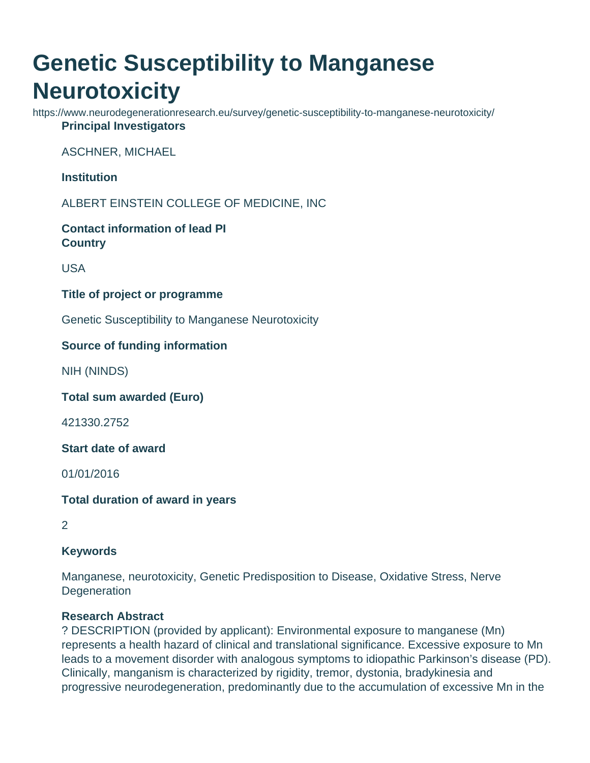# Genetic Susceptibility to Manganese Neurotoxicity

https://www.neurodegenerationresearch.eu/survey/genetic-susceptibility-to-manganese-neurotoxicity/

**Principal Investigators**

ASCHNER, MICHAEL

**Institution**

ALBERT EINSTEIN COLLEGE OF MEDICINE, INC

**Contact information of lead PI**

**Country**

USA

**Title of project or programme**

Genetic Susceptibility to Manganese Neurotoxicity

**Source of funding information**

NIH (NINDS)

**Total sum awarded (Euro)**

421330.2752

**Start date of award**

01/01/2016

**Total duration of award in years**

2

**Keywords**

Manganese, neurotoxicity, Genetic Predisposition to Disease, Oxidative Stress, Nerve Degeneration

**Research Abstract**

? DESCRIPTION (provided by applicant): Environmental exposure to manganese (Mn) represents a health hazard of clinical and translational significance. Excessive exposure to Mn leads to a movement disorder with analogous symptoms to idiopathic Parkinson's disease (PD). Clinically, manganism is characterized by rigidity, tremor, dystonia, bradykinesia and progressive neurodegeneration, predominantly due to the accumulation of excessive Mn in the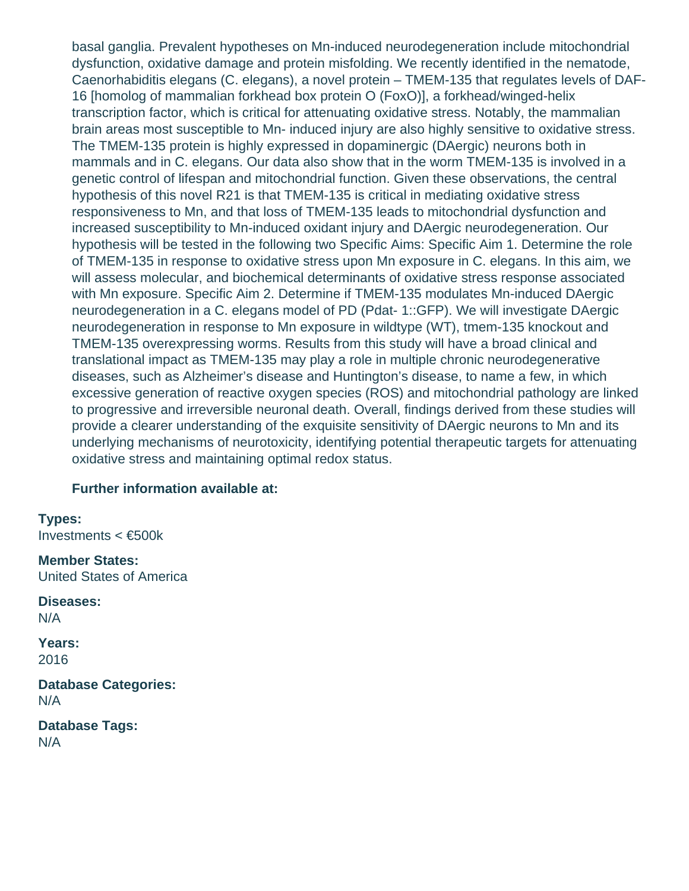basal ganglia. Prevalent hypotheses on Mn-induced neurodegeneration include mitochondrial dysfunction, oxidative damage and protein misfolding. We recently identified in the nematode, Caenorhabiditis elegans (C. elegans), a novel protein – TMEM-135 that regulates levels of DAF-16 [homolog of mammalian forkhead box protein O (FoxO)], a forkhead/winged-helix transcription factor, which is critical for attenuating oxidative stress. Notably, the mammalian brain areas most susceptible to Mn- induced injury are also highly sensitive to oxidative stress. The TMEM-135 protein is highly expressed in dopaminergic (DAergic) neurons both in mammals and in C. elegans. Our data also show that in the worm TMEM-135 is involved in a genetic control of lifespan and mitochondrial function. Given these observations, the central hypothesis of this novel R21 is that TMEM-135 is critical in mediating oxidative stress responsiveness to Mn, and that loss of TMEM-135 leads to mitochondrial dysfunction and increased susceptibility to Mn-induced oxidant injury and DAergic neurodegeneration. Our hypothesis will be tested in the following two Specific Aims: Specific Aim 1. Determine the role of TMEM-135 in response to oxidative stress upon Mn exposure in C. elegans. In this aim, we will assess molecular, and biochemical determinants of oxidative stress response associated with Mn exposure. Specific Aim 2. Determine if TMEM-135 modulates Mn-induced DAergic neurodegeneration in a C. elegans model of PD (Pdat- 1::GFP). We will investigate DAergic neurodegeneration in response to Mn exposure in wildtype (WT), tmem-135 knockout and TMEM-135 overexpressing worms. Results from this study will have a broad clinical and translational impact as TMEM-135 may play a role in multiple chronic neurodegenerative diseases, such as Alzheimer's disease and Huntington's disease, to name a few, in which excessive generation of reactive oxygen species (ROS) and mitochondrial pathology are linked to progressive and irreversible neuronal death. Overall, findings derived from these studies will provide a clearer understanding of the exquisite sensitivity of DAergic neurons to Mn and its underlying mechanisms of neurotoxicity, identifying potential therapeutic targets for attenuating oxidative stress and maintaining optimal redox status.

**Further information available at:**

**Types:**
Investments < €500k

**Member States:**
United States of America

**Diseases:**
N/A

**Years:**
2016

**Database Categories:**
N/A

**Database Tags:**
N/A